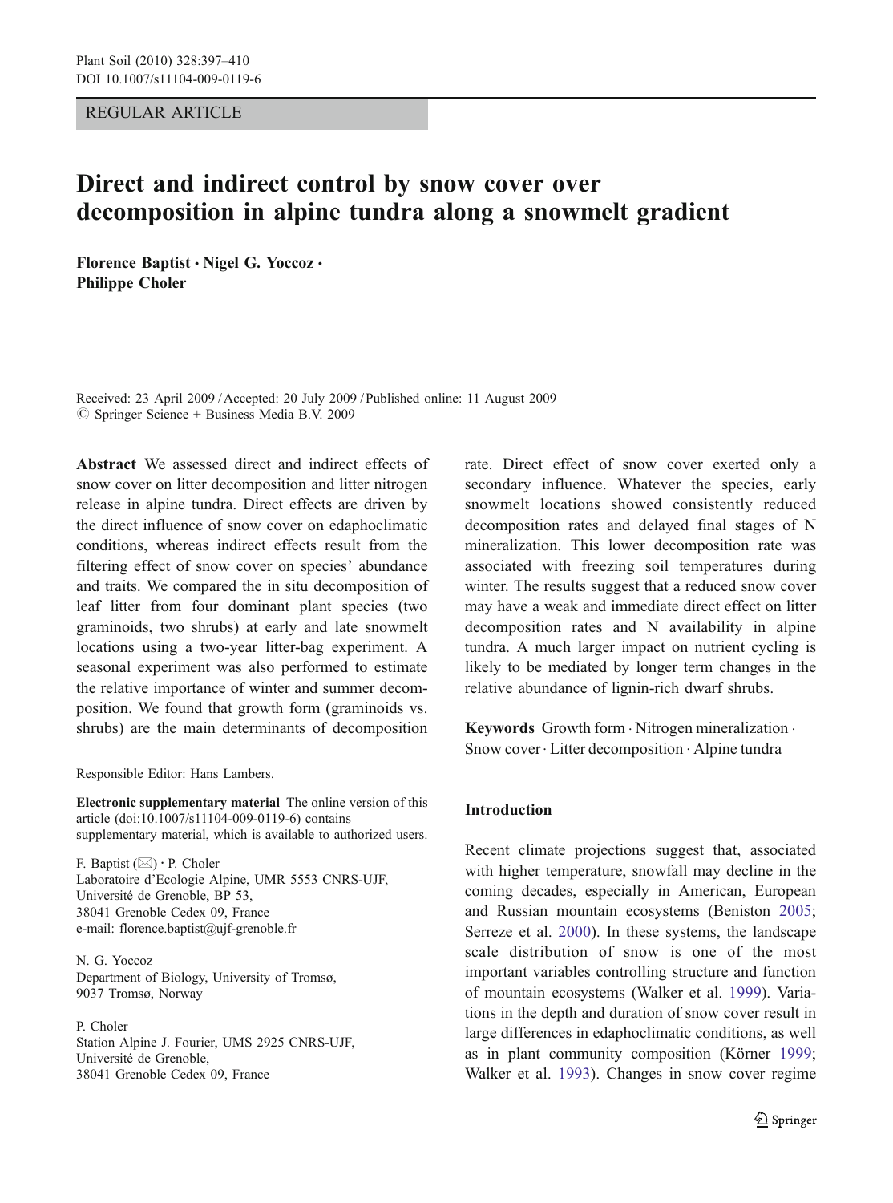REGULAR ARTICLE

# Direct and indirect control by snow cover over decomposition in alpine tundra along a snowmelt gradient

**Florence Baptist · Nigel G. Yoccoz · Philippe Choler**

Received: 23 April 2009 / Accepted: 20 July 2009 / Published online: 11 August 2009
© Springer Science + Business Media B.V. 2009

**Abstract** We assessed direct and indirect effects of snow cover on litter decomposition and litter nitrogen release in alpine tundra. Direct effects are driven by the direct influence of snow cover on edaphoclimatic conditions, whereas indirect effects result from the filtering effect of snow cover on species' abundance and traits. We compared the in situ decomposition of leaf litter from four dominant plant species (two graminoids, two shrubs) at early and late snowmelt locations using a two-year litter-bag experiment. A seasonal experiment was also performed to estimate the relative importance of winter and summer decomposition. We found that growth form (graminoids vs. shrubs) are the main determinants of decomposition rate. Direct effect of snow cover exerted only a secondary influence. Whatever the species, early snowmelt locations showed consistently reduced decomposition rates and delayed final stages of N mineralization. This lower decomposition rate was associated with freezing soil temperatures during winter. The results suggest that a reduced snow cover may have a weak and immediate direct effect on litter decomposition rates and N availability in alpine tundra. A much larger impact on nutrient cycling is likely to be mediated by longer term changes in the relative abundance of lignin-rich dwarf shrubs.

**Keywords** Growth form · Nitrogen mineralization · Snow cover · Litter decomposition · Alpine tundra

Responsible Editor: Hans Lambers.

**Electronic supplementary material** The online version of this article (doi:10.1007/s11104-009-0119-6) contains supplementary material, which is available to authorized users.

F. Baptist (✉) · P. Choler
Laboratoire d'Ecologie Alpine, UMR 5553 CNRS-UJF, Université de Grenoble, BP 53, 38041 Grenoble Cedex 09, France
e-mail: florence.baptist@ujf-grenoble.fr

N. G. Yoccoz
Department of Biology, University of Tromsø, 9037 Tromsø, Norway

P. Choler
Station Alpine J. Fourier, UMS 2925 CNRS-UJF, Université de Grenoble, 38041 Grenoble Cedex 09, France

## Introduction

Recent climate projections suggest that, associated with higher temperature, snowfall may decline in the coming decades, especially in American, European and Russian mountain ecosystems (Beniston 2005; Serreze et al. 2000). In these systems, the landscape scale distribution of snow is one of the most important variables controlling structure and function of mountain ecosystems (Walker et al. 1999). Variations in the depth and duration of snow cover result in large differences in edaphoclimatic conditions, as well as in plant community composition (Körner 1999; Walker et al. 1993). Changes in snow cover regime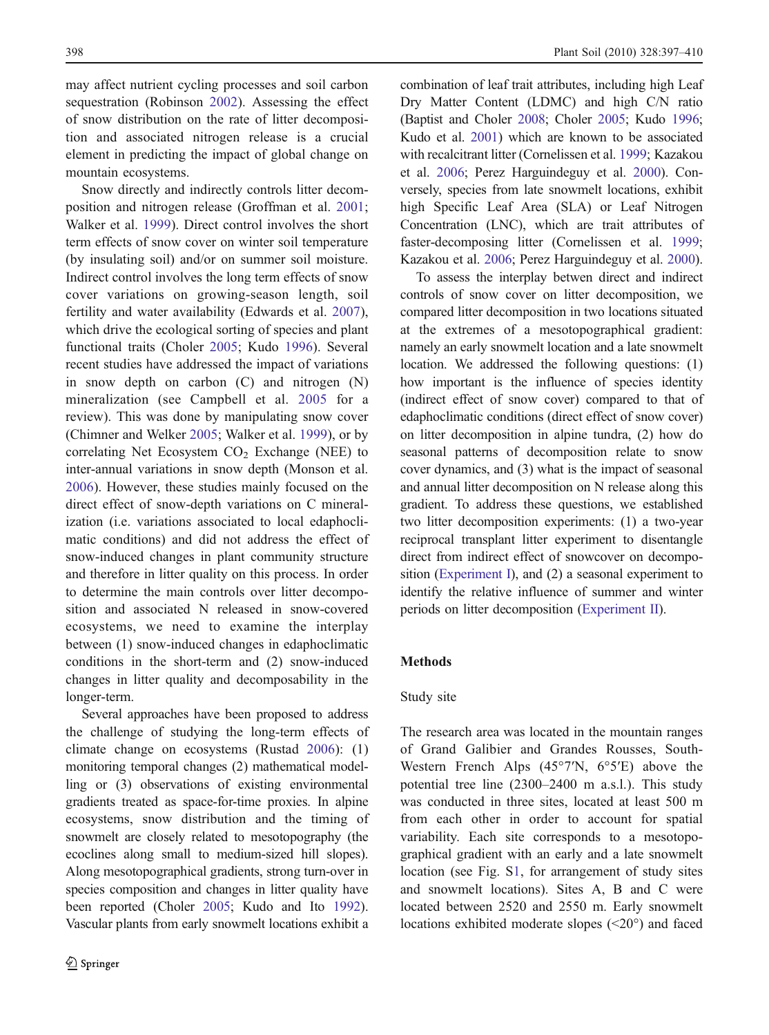may affect nutrient cycling processes and soil carbon sequestration (Robinson 2002). Assessing the effect of snow distribution on the rate of litter decomposition and associated nitrogen release is a crucial element in predicting the impact of global change on mountain ecosystems.

Snow directly and indirectly controls litter decomposition and nitrogen release (Groffman et al. 2001; Walker et al. 1999). Direct control involves the short term effects of snow cover on winter soil temperature (by insulating soil) and/or on summer soil moisture. Indirect control involves the long term effects of snow cover variations on growing-season length, soil fertility and water availability (Edwards et al. 2007), which drive the ecological sorting of species and plant functional traits (Choler 2005; Kudo 1996). Several recent studies have addressed the impact of variations in snow depth on carbon (C) and nitrogen (N) mineralization (see Campbell et al. 2005 for a review). This was done by manipulating snow cover (Chimner and Welker 2005; Walker et al. 1999), or by correlating Net Ecosystem $CO_2$ Exchange (NEE) to inter-annual variations in snow depth (Monson et al. 2006). However, these studies mainly focused on the direct effect of snow-depth variations on C mineralization (i.e. variations associated to local edaphoclimatic conditions) and did not address the effect of snow-induced changes in plant community structure and therefore in litter quality on this process. In order to determine the main controls over litter decomposition and associated N released in snow-covered ecosystems, we need to examine the interplay between (1) snow-induced changes in edaphoclimatic conditions in the short-term and (2) snow-induced changes in litter quality and decomposability in the longer-term.

Several approaches have been proposed to address the challenge of studying the long-term effects of climate change on ecosystems (Rustad 2006): (1) monitoring temporal changes (2) mathematical modelling or (3) observations of existing environmental gradients treated as space-for-time proxies. In alpine ecosystems, snow distribution and the timing of snowmelt are closely related to mesotopography (the ecoclines along small to medium-sized hill slopes). Along mesotopographical gradients, strong turn-over in species composition and changes in litter quality have been reported (Choler 2005; Kudo and Ito 1992). Vascular plants from early snowmelt locations exhibit a combination of leaf trait attributes, including high Leaf Dry Matter Content (LDMC) and high C/N ratio (Baptist and Choler 2008; Choler 2005; Kudo 1996; Kudo et al. 2001) which are known to be associated with recalcitrant litter (Cornelissen et al. 1999; Kazakou et al. 2006; Perez Harguindeguy et al. 2000). Conversely, species from late snowmelt locations, exhibit high Specific Leaf Area (SLA) or Leaf Nitrogen Concentration (LNC), which are trait attributes of faster-decomposing litter (Cornelissen et al. 1999; Kazakou et al. 2006; Perez Harguindeguy et al. 2000).

To assess the interplay betwen direct and indirect controls of snow cover on litter decomposition, we compared litter decomposition in two locations situated at the extremes of a mesotopographical gradient: namely an early snowmelt location and a late snowmelt location. We addressed the following questions: (1) how important is the influence of species identity (indirect effect of snow cover) compared to that of edaphoclimatic conditions (direct effect of snow cover) on litter decomposition in alpine tundra, (2) how do seasonal patterns of decomposition relate to snow cover dynamics, and (3) what is the impact of seasonal and annual litter decomposition on N release along this gradient. To address these questions, we established two litter decomposition experiments: (1) a two-year reciprocal transplant litter experiment to disentangle direct from indirect effect of snowcover on decomposition (Experiment I), and (2) a seasonal experiment to identify the relative influence of summer and winter periods on litter decomposition (Experiment II).

## Methods

### Study site

The research area was located in the mountain ranges of Grand Galibier and Grandes Rousses, South-Western French Alps (45°7′N, 6°5′E) above the potential tree line (2300–2400 m a.s.l.). This study was conducted in three sites, located at least 500 m from each other in order to account for spatial variability. Each site corresponds to a mesotopographical gradient with an early and a late snowmelt location (see Fig. S1, for arrangement of study sites and snowmelt locations). Sites A, B and C were located between 2520 and 2550 m. Early snowmelt locations exhibited moderate slopes (<20°) and faced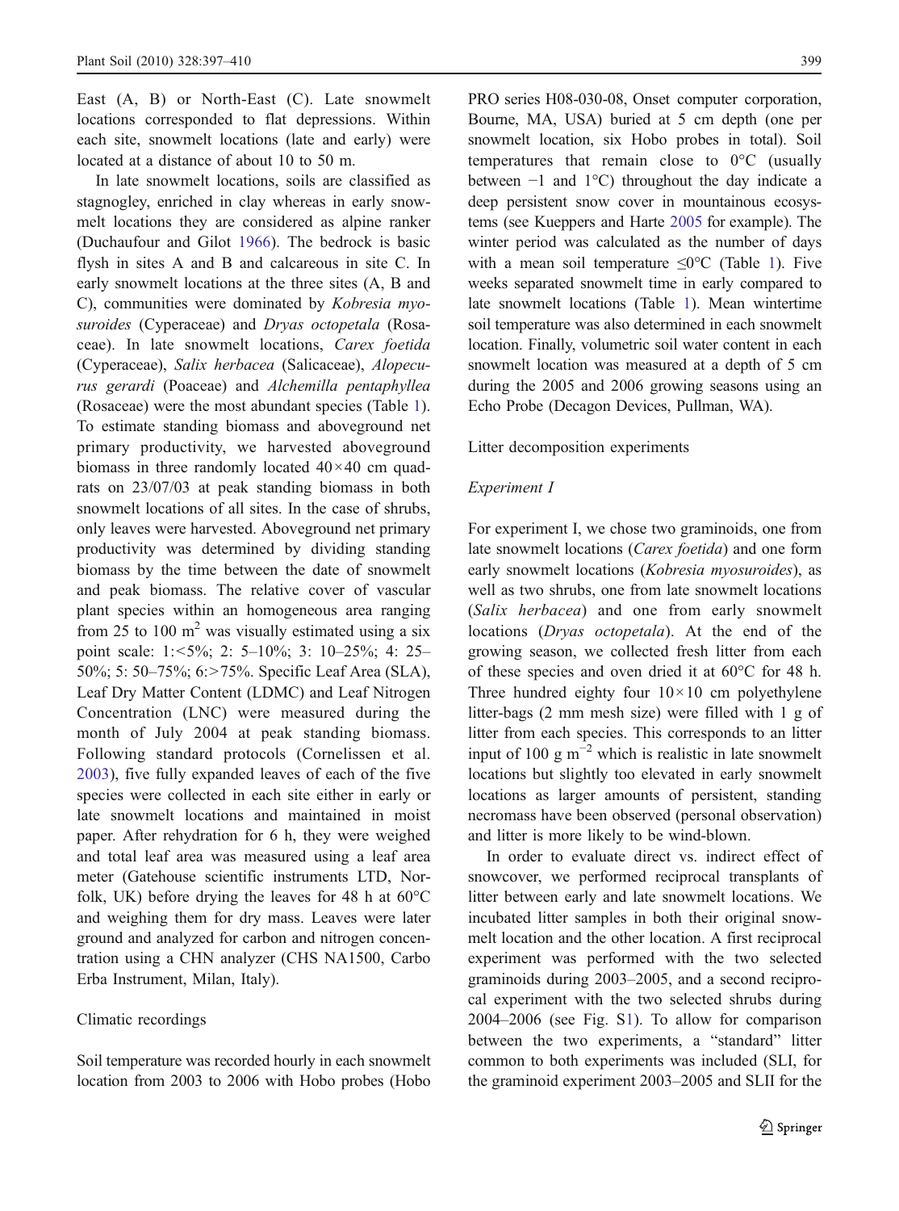East (A, B) or North-East (C). Late snowmelt locations corresponded to flat depressions. Within each site, snowmelt locations (late and early) were located at a distance of about 10 to 50 m.

In late snowmelt locations, soils are classified as stagnogley, enriched in clay whereas in early snowmelt locations they are considered as alpine ranker (Duchaufour and Gilot 1966). The bedrock is basic flysh in sites A and B and calcareous in site C. In early snowmelt locations at the three sites (A, B and C), communities were dominated by *Kobresia myosuroides* (Cyperaceae) and *Dryas octopetala* (Rosaceae). In late snowmelt locations, *Carex foetida* (Cyperaceae), *Salix herbacea* (Salicaceae), *Alopecurus gerardi* (Poaceae) and *Alchemilla pentaphyllea* (Rosaceae) were the most abundant species (Table 1). To estimate standing biomass and aboveground net primary productivity, we harvested aboveground biomass in three randomly located 40×40 cm quadrats on 23/07/03 at peak standing biomass in both snowmelt locations of all sites. In the case of shrubs, only leaves were harvested. Aboveground net primary productivity was determined by dividing standing biomass by the time between the date of snowmelt and peak biomass. The relative cover of vascular plant species within an homogeneous area ranging from 25 to 100 $m^2$ was visually estimated using a six point scale: 1:<5%; 2: 5–10%; 3: 10–25%; 4: 25–50%; 5: 50–75%; 6:>75%. Specific Leaf Area (SLA), Leaf Dry Matter Content (LDMC) and Leaf Nitrogen Concentration (LNC) were measured during the month of July 2004 at peak standing biomass. Following standard protocols (Cornelissen et al. 2003), five fully expanded leaves of each of the five species were collected in each site either in early or late snowmelt locations and maintained in moist paper. After rehydration for 6 h, they were weighed and total leaf area was measured using a leaf area meter (Gatehouse scientific instruments LTD, Norfolk, UK) before drying the leaves for 48 h at 60°C and weighing them for dry mass. Leaves were later ground and analyzed for carbon and nitrogen concentration using a CHN analyzer (CHS NA1500, Carbo Erba Instrument, Milan, Italy).

## Climatic recordings

Soil temperature was recorded hourly in each snowmelt location from 2003 to 2006 with Hobo probes (Hobo PRO series H08-030-08, Onset computer corporation, Bourne, MA, USA) buried at 5 cm depth (one per snowmelt location, six Hobo probes in total). Soil temperatures that remain close to 0°C (usually between −1 and 1°C) throughout the day indicate a deep persistent snow cover in mountainous ecosystems (see Kueppers and Harte 2005 for example). The winter period was calculated as the number of days with a mean soil temperature ≤0°C (Table 1). Five weeks separated snowmelt time in early compared to late snowmelt locations (Table 1). Mean wintertime soil temperature was also determined in each snowmelt location. Finally, volumetric soil water content in each snowmelt location was measured at a depth of 5 cm during the 2005 and 2006 growing seasons using an Echo Probe (Decagon Devices, Pullman, WA).

## Litter decomposition experiments

### *Experiment I*

For experiment I, we chose two graminoids, one from late snowmelt locations (*Carex foetida*) and one form early snowmelt locations (*Kobresia myosuroides*), as well as two shrubs, one from late snowmelt locations (*Salix herbacea*) and one from early snowmelt locations (*Dryas octopetala*). At the end of the growing season, we collected fresh litter from each of these species and oven dried it at 60°C for 48 h. Three hundred eighty four 10×10 cm polyethylene litter-bags (2 mm mesh size) were filled with 1 g of litter from each species. This corresponds to an litter input of 100 g $m^{-2}$ which is realistic in late snowmelt locations but slightly too elevated in early snowmelt locations as larger amounts of persistent, standing necromass have been observed (personal observation) and litter is more likely to be wind-blown.

In order to evaluate direct vs. indirect effect of snowcover, we performed reciprocal transplants of litter between early and late snowmelt locations. We incubated litter samples in both their original snowmelt location and the other location. A first reciprocal experiment was performed with the two selected graminoids during 2003–2005, and a second reciprocal experiment with the two selected shrubs during 2004–2006 (see Fig. S1). To allow for comparison between the two experiments, a "standard" litter common to both experiments was included (SLI, for the graminoid experiment 2003–2005 and SLII for the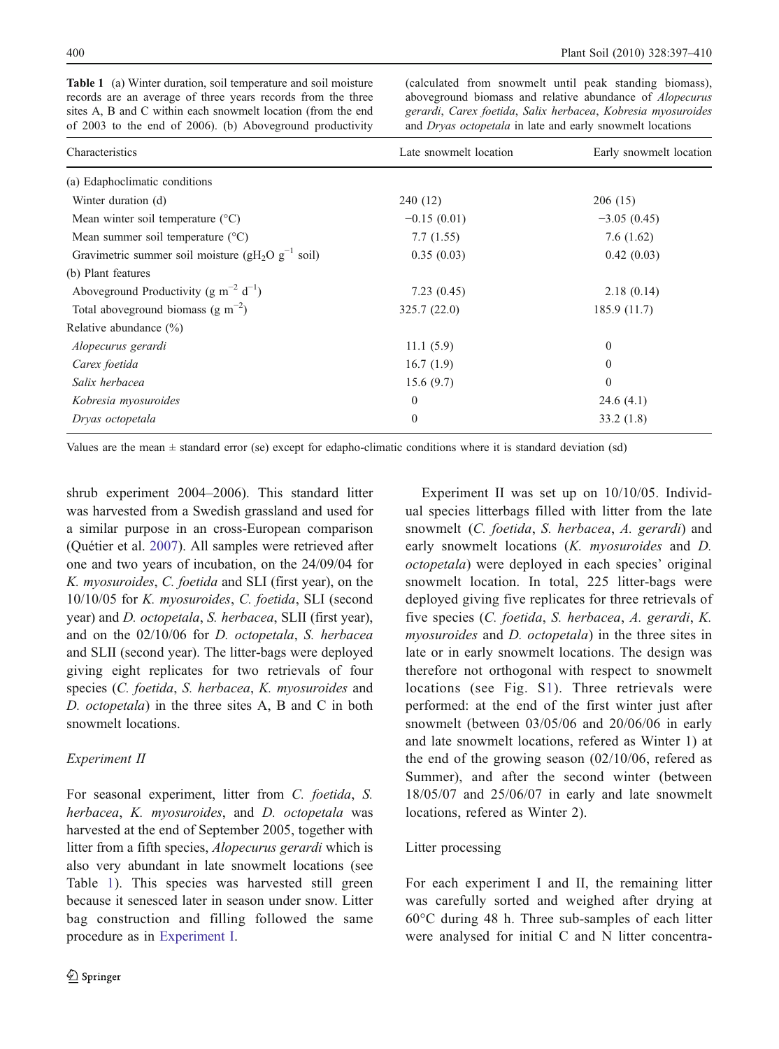**Table 1** (a) Winter duration, soil temperature and soil moisture records are an average of three years records from the three sites A, B and C within each snowmelt location (from the end of 2003 to the end of 2006). (b) Aboveground productivity (calculated from snowmelt until peak standing biomass), aboveground biomass and relative abundance of *Alopecurus gerardi*, *Carex foetida*, *Salix herbacea*, *Kobresia myosuroides* and *Dryas octopetala* in late and early snowmelt locations

| Characteristics | Late snowmelt location | Early snowmelt location |
|---|---|---|
| (a) Edaphoclimatic conditions | | |
| Winter duration (d) | 240 (12) | 206 (15) |
| Mean winter soil temperature (°C) | −0.15 (0.01) | −3.05 (0.45) |
| Mean summer soil temperature (°C) | 7.7 (1.55) | 7.6 (1.62) |
| Gravimetric summer soil moisture ($gH_2O\ g^{-1}$ soil) | 0.35 (0.03) | 0.42 (0.03) |
| (b) Plant features | | |
| Aboveground Productivity ($g\ m^{-2}\ d^{-1}$) | 7.23 (0.45) | 2.18 (0.14) |
| Total aboveground biomass ($g\ m^{-2}$) | 325.7 (22.0) | 185.9 (11.7) |
| Relative abundance (%) | | |
| *Alopecurus gerardi* | 11.1 (5.9) | 0 |
| *Carex foetida* | 16.7 (1.9) | 0 |
| *Salix herbacea* | 15.6 (9.7) | 0 |
| *Kobresia myosuroides* | 0 | 24.6 (4.1) |
| *Dryas octopetala* | 0 | 33.2 (1.8) |

Values are the mean ± standard error (se) except for edapho-climatic conditions where it is standard deviation (sd)

shrub experiment 2004–2006). This standard litter was harvested from a Swedish grassland and used for a similar purpose in an cross-European comparison (Quétier et al. 2007). All samples were retrieved after one and two years of incubation, on the 24/09/04 for *K. myosuroides*, *C. foetida* and SLI (first year), on the 10/10/05 for *K. myosuroides*, *C. foetida*, SLI (second year) and *D. octopetala*, *S. herbacea*, SLII (first year), and on the 02/10/06 for *D. octopetala*, *S. herbacea* and SLII (second year). The litter-bags were deployed giving eight replicates for two retrievals of four species (*C. foetida*, *S. herbacea*, *K. myosuroides* and *D. octopetala*) in the three sites A, B and C in both snowmelt locations.

### Experiment II

For seasonal experiment, litter from *C. foetida*, *S. herbacea*, *K. myosuroides*, and *D. octopetala* was harvested at the end of September 2005, together with litter from a fifth species, *Alopecurus gerardi* which is also very abundant in late snowmelt locations (see Table 1). This species was harvested still green because it senesced later in season under snow. Litter bag construction and filling followed the same procedure as in Experiment I.

Experiment II was set up on 10/10/05. Individual species litterbags filled with litter from the late snowmelt (*C. foetida*, *S. herbacea*, *A. gerardi*) and early snowmelt locations (*K. myosuroides* and *D. octopetala*) were deployed in each species' original snowmelt location. In total, 225 litter-bags were deployed giving five replicates for three retrievals of five species (*C. foetida*, *S. herbacea*, *A. gerardi*, *K. myosuroides* and *D. octopetala*) in the three sites in late or in early snowmelt locations. The design was therefore not orthogonal with respect to snowmelt locations (see Fig. S1). Three retrievals were performed: at the end of the first winter just after snowmelt (between 03/05/06 and 20/06/06 in early and late snowmelt locations, refered as Winter 1) at the end of the growing season (02/10/06, refered as Summer), and after the second winter (between 18/05/07 and 25/06/07 in early and late snowmelt locations, refered as Winter 2).

### Litter processing

For each experiment I and II, the remaining litter was carefully sorted and weighed after drying at 60°C during 48 h. Three sub-samples of each litter were analysed for initial C and N litter concentra-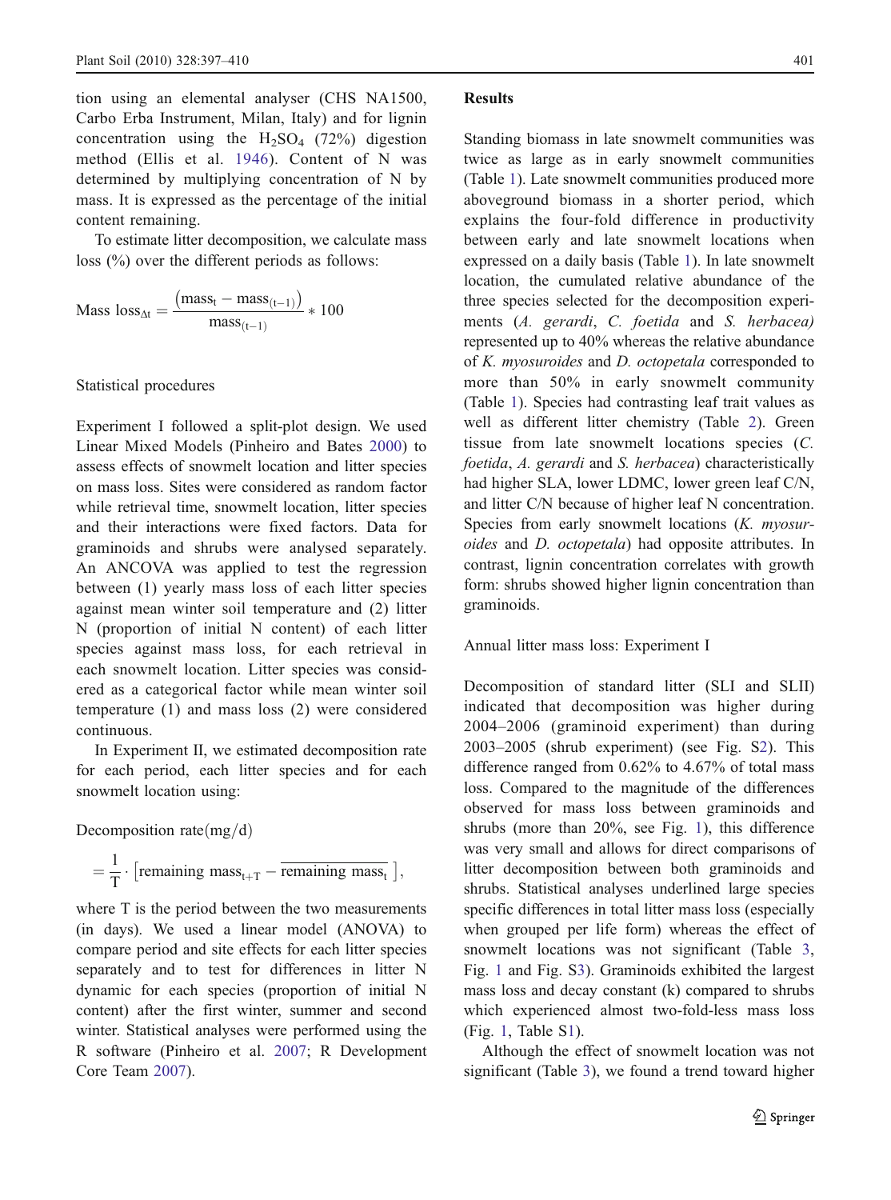tion using an elemental analyser (CHS NA1500, Carbo Erba Instrument, Milan, Italy) and for lignin concentration using the $H_2SO_4$ (72%) digestion method (Ellis et al. 1946). Content of N was determined by multiplying concentration of N by mass. It is expressed as the percentage of the initial content remaining.

To estimate litter decomposition, we calculate mass loss (%) over the different periods as follows:

$$\text{Mass loss}_{\Delta t} = \frac{\left(\text{mass}_t - \text{mass}_{(t-1)}\right)}{\text{mass}_{(t-1)}} * 100$$

### Statistical procedures

Experiment I followed a split-plot design. We used Linear Mixed Models (Pinheiro and Bates 2000) to assess effects of snowmelt location and litter species on mass loss. Sites were considered as random factor while retrieval time, snowmelt location, litter species and their interactions were fixed factors. Data for graminoids and shrubs were analysed separately. An ANCOVA was applied to test the regression between (1) yearly mass loss of each litter species against mean winter soil temperature and (2) litter N (proportion of initial N content) of each litter species against mass loss, for each retrieval in each snowmelt location. Litter species was considered as a categorical factor while mean winter soil temperature (1) and mass loss (2) were considered continuous.

In Experiment II, we estimated decomposition rate for each period, each litter species and for each snowmelt location using:

$$\text{Decomposition rate(mg/d)} = \frac{1}{T}\cdot\left[\text{remaining mass}_{t+T} - \overline{\text{remaining mass}_t}\right],$$

where T is the period between the two measurements (in days). We used a linear model (ANOVA) to compare period and site effects for each litter species separately and to test for differences in litter N dynamic for each species (proportion of initial N content) after the first winter, summer and second winter. Statistical analyses were performed using the R software (Pinheiro et al. 2007; R Development Core Team 2007).

## Results

Standing biomass in late snowmelt communities was twice as large as in early snowmelt communities (Table 1). Late snowmelt communities produced more aboveground biomass in a shorter period, which explains the four-fold difference in productivity between early and late snowmelt locations when expressed on a daily basis (Table 1). In late snowmelt location, the cumulated relative abundance of the three species selected for the decomposition experiments (*A. gerardi*, *C. foetida* and *S. herbacea)* represented up to 40% whereas the relative abundance of *K. myosuroides* and *D. octopetala* corresponded to more than 50% in early snowmelt community (Table 1). Species had contrasting leaf trait values as well as different litter chemistry (Table 2). Green tissue from late snowmelt locations species (*C. foetida*, *A. gerardi* and *S. herbacea*) characteristically had higher SLA, lower LDMC, lower green leaf C/N, and litter C/N because of higher leaf N concentration. Species from early snowmelt locations (*K. myosuroides* and *D. octopetala*) had opposite attributes. In contrast, lignin concentration correlates with growth form: shrubs showed higher lignin concentration than graminoids.

### Annual litter mass loss: Experiment I

Decomposition of standard litter (SLI and SLII) indicated that decomposition was higher during 2004–2006 (graminoid experiment) than during 2003–2005 (shrub experiment) (see Fig. S2). This difference ranged from 0.62% to 4.67% of total mass loss. Compared to the magnitude of the differences observed for mass loss between graminoids and shrubs (more than 20%, see Fig. 1), this difference was very small and allows for direct comparisons of litter decomposition between both graminoids and shrubs. Statistical analyses underlined large species specific differences in total litter mass loss (especially when grouped per life form) whereas the effect of snowmelt locations was not significant (Table 3, Fig. 1 and Fig. S3). Graminoids exhibited the largest mass loss and decay constant (k) compared to shrubs which experienced almost two-fold-less mass loss (Fig. 1, Table S1).

Although the effect of snowmelt location was not significant (Table 3), we found a trend toward higher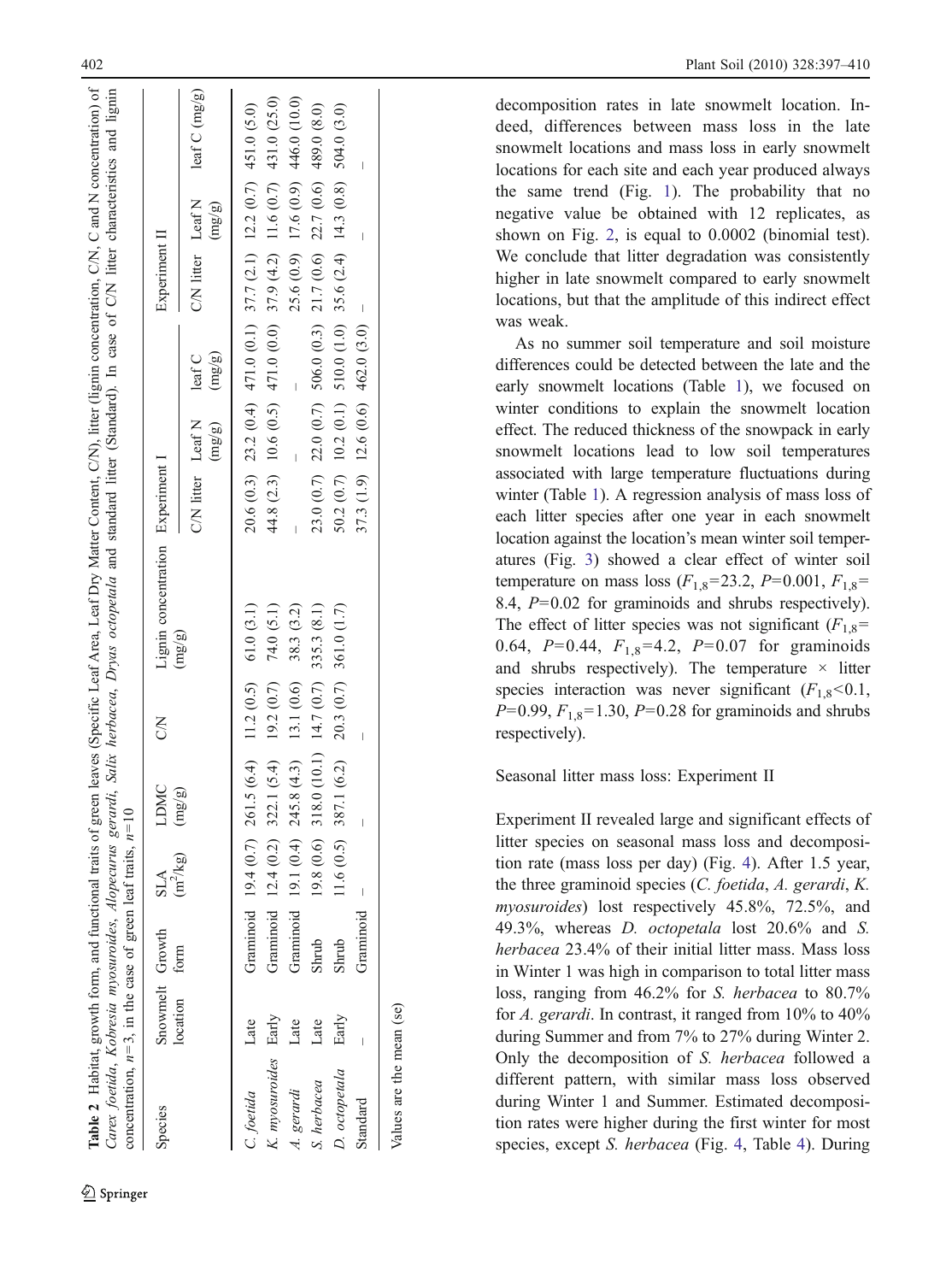**Table 2** Habitat, growth form, and functional traits of green leaves (Specific Leaf Area, Leaf Dry Matter Content, C/N), litter (lignin concentration, C/N, C and N concentration) of *Carex foetida*, *Kobresia myosuroides*, *Alopecurus gerardi*, *Salix herbacea*, *Dryas octopetala* and standard litter (Standard). In case of C/N litter characteristics and lignin concentration, $n=3$, in the case of green leaf traits, $n=10$

| Species | Snowmelt location | Growth form | SLA ($m^2$/kg) | LDMC (mg/g) | C/N | Lignin concentration (mg/g) | Experiment I | | | Experiment II | | |
|---|---|---|---|---|---|---|---|---|---|---|---|---|
| | | | | | | | C/N litter | Leaf N (mg/g) | leaf C (mg/g) | C/N litter | Leaf N (mg/g) | leaf C (mg/g) |
| *C. foetida* | Late | Graminoid | 19.4 (0.7) | 261.5 (6.4) | 11.2 (0.5) | 61.0 (3.1) | 20.6 (0.3) | 23.2 (0.4) | 471.0 (0.1) | 37.7 (2.1) | 12.2 (0.7) | 451.0 (5.0) |
| *K. myosuroides* | Early | Graminoid | 12.4 (0.2) | 322.1 (5.4) | 19.2 (0.7) | 74.0 (5.1) | 44.8 (2.3) | 10.6 (0.5) | 471.0 (0.0) | 37.9 (4.2) | 11.6 (0.7) | 431.0 (25.0) |
| *A. gerardi* | Late | Graminoid | 19.1 (0.4) | 245.8 (4.3) | 13.1 (0.6) | 38.3 (3.2) | – | – | – | 25.6 (0.9) | 17.6 (0.9) | 446.0 (10.0) |
| *S. herbacea* | Late | Shrub | 19.8 (0.6) | 318.0 (10.1) | 14.7 (0.7) | 335.3 (8.1) | 23.0 (0.7) | 22.0 (0.7) | 506.0 (0.3) | 21.7 (0.6) | 22.7 (0.6) | 489.0 (8.0) |
| *D. octopetala* | Early | Shrub | 11.6 (0.5) | 387.1 (6.2) | 20.3 (0.7) | 361.0 (1.7) | 50.2 (0.7) | 10.2 (0.1) | 510.0 (1.0) | 35.6 (2.4) | 14.3 (0.8) | 504.0 (3.0) |
| Standard | – | Graminoid | – | – | – | | 37.3 (1.9) | 12.6 (0.6) | 462.0 (3.0) | – | – | – |

Values are the mean (se)

decomposition rates in late snowmelt location. Indeed, differences between mass loss in the late snowmelt locations and mass loss in early snowmelt locations for each site and each year produced always the same trend (Fig. 1). The probability that no negative value be obtained with 12 replicates, as shown on Fig. 2, is equal to 0.0002 (binomial test). We conclude that litter degradation was consistently higher in late snowmelt compared to early snowmelt locations, but that the amplitude of this indirect effect was weak.

As no summer soil temperature and soil moisture differences could be detected between the late and the early snowmelt locations (Table 1), we focused on winter conditions to explain the snowmelt location effect. The reduced thickness of the snowpack in early snowmelt locations lead to low soil temperatures associated with large temperature fluctuations during winter (Table 1). A regression analysis of mass loss of each litter species after one year in each snowmelt location against the location's mean winter soil temperatures (Fig. 3) showed a clear effect of winter soil temperature on mass loss ($F_{1,8}=23.2$, $P=0.001$, $F_{1,8}=8.4$, $P=0.02$ for graminoids and shrubs respectively). The effect of litter species was not significant ($F_{1,8}=0.64$, $P=0.44$, $F_{1,8}=4.2$, $P=0.07$ for graminoids and shrubs respectively). The temperature × litter species interaction was never significant ($F_{1,8}<0.1$, $P=0.99$, $F_{1,8}=1.30$, $P=0.28$ for graminoids and shrubs respectively).

### Seasonal litter mass loss: Experiment II

Experiment II revealed large and significant effects of litter species on seasonal mass loss and decomposition rate (mass loss per day) (Fig. 4). After 1.5 year, the three graminoid species (*C. foetida*, *A. gerardi*, *K. myosuroides*) lost respectively 45.8%, 72.5%, and 49.3%, whereas *D. octopetala* lost 20.6% and *S. herbacea* 23.4% of their initial litter mass. Mass loss in Winter 1 was high in comparison to total litter mass loss, ranging from 46.2% for *S. herbacea* to 80.7% for *A. gerardi*. In contrast, it ranged from 10% to 40% during Summer and from 7% to 27% during Winter 2. Only the decomposition of *S. herbacea* followed a different pattern, with similar mass loss observed during Winter 1 and Summer. Estimated decomposition rates were higher during the first winter for most species, except *S. herbacea* (Fig. 4, Table 4). During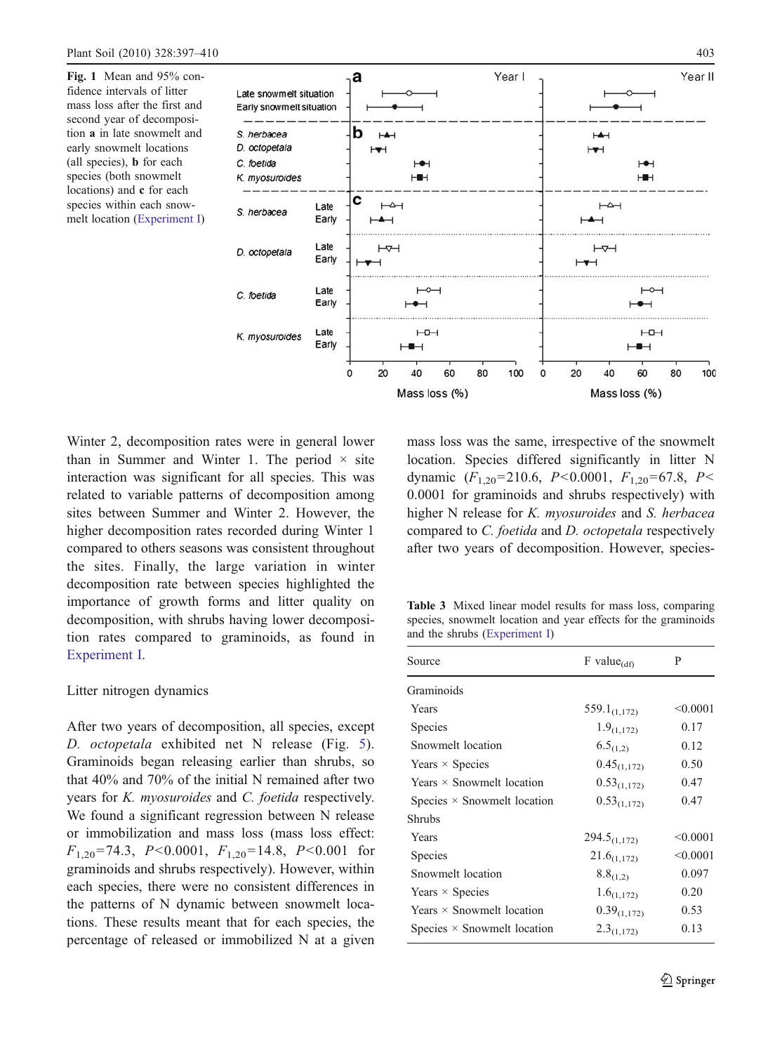Fig. 1 Mean and 95% confidence intervals of litter mass loss after the first and second year of decomposition **a** in late snowmelt and early snowmelt locations (all species), **b** for each species (both snowmelt locations) and **c** for each species within each snowmelt location (Experiment I)

Winter 2, decomposition rates were in general lower than in Summer and Winter 1. The period × site interaction was significant for all species. This was related to variable patterns of decomposition among sites between Summer and Winter 2. However, the higher decomposition rates recorded during Winter 1 compared to others seasons was consistent throughout the sites. Finally, the large variation in winter decomposition rate between species highlighted the importance of growth forms and litter quality on decomposition, with shrubs having lower decomposition rates compared to graminoids, as found in Experiment I.

## Litter nitrogen dynamics

After two years of decomposition, all species, except *D. octopetala* exhibited net N release (Fig. 5). Graminoids began releasing earlier than shrubs, so that 40% and 70% of the initial N remained after two years for *K. myosuroides* and *C. foetida* respectively. We found a significant regression between N release or immobilization and mass loss (mass loss effect: $F_{1,20}=74.3$, $P<0.0001$, $F_{1,20}=14.8$, $P<0.001$ for graminoids and shrubs respectively). However, within each species, there were no consistent differences in the patterns of N dynamic between snowmelt locations. These results meant that for each species, the percentage of released or immobilized N at a given mass loss was the same, irrespective of the snowmelt location. Species differed significantly in litter N dynamic ($F_{1,20}=210.6$, $P<0.0001$, $F_{1,20}=67.8$, $P<0.0001$ for graminoids and shrubs respectively) with higher N release for *K. myosuroides* and *S. herbacea* compared to *C. foetida* and *D. octopetala* respectively after two years of decomposition. However, species-

Table 3 Mixed linear model results for mass loss, comparing species, snowmelt location and year effects for the graminoids and the shrubs (Experiment I)

| Source | F value$_{(df)}$ | P |
|---|---|---|
| Graminoids | | |
| Years | $559.1_{(1,172)}$ | <0.0001 |
| Species | $1.9_{(1,172)}$ | 0.17 |
| Snowmelt location | $6.5_{(1,2)}$ | 0.12 |
| Years × Species | $0.45_{(1,172)}$ | 0.50 |
| Years × Snowmelt location | $0.53_{(1,172)}$ | 0.47 |
| Species × Snowmelt location | $0.53_{(1,172)}$ | 0.47 |
| Shrubs | | |
| Years | $294.5_{(1,172)}$ | <0.0001 |
| Species | $21.6_{(1,172)}$ | <0.0001 |
| Snowmelt location | $8.8_{(1,2)}$ | 0.097 |
| Years × Species | $1.6_{(1,172)}$ | 0.20 |
| Years × Snowmelt location | $0.39_{(1,172)}$ | 0.53 |
| Species × Snowmelt location | $2.3_{(1,172)}$ | 0.13 |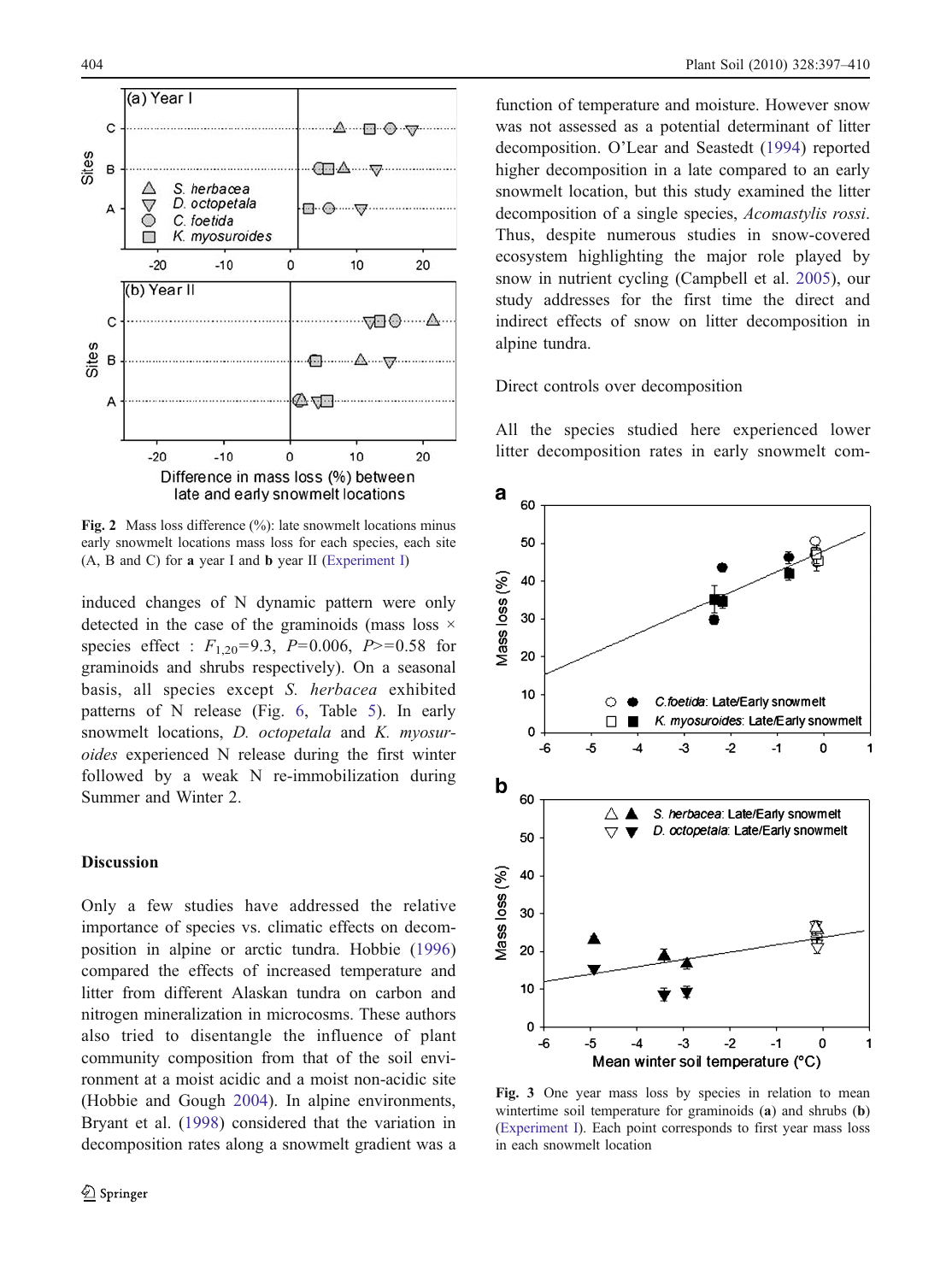Fig. 2 Mass loss difference (%): late snowmelt locations minus early snowmelt locations mass loss for each species, each site (A, B and C) for **a** year I and **b** year II (Experiment I)

induced changes of N dynamic pattern were only detected in the case of the graminoids (mass loss × species effect : $F_{1,20}$=9.3, $P$=0.006, $P$>=0.58 for graminoids and shrubs respectively). On a seasonal basis, all species except *S. herbacea* exhibited patterns of N release (Fig. 6, Table 5). In early snowmelt locations, *D. octopetala* and *K. myosuroides* experienced N release during the first winter followed by a weak N re-immobilization during Summer and Winter 2.

## Discussion

Only a few studies have addressed the relative importance of species vs. climatic effects on decomposition in alpine or arctic tundra. Hobbie (1996) compared the effects of increased temperature and litter from different Alaskan tundra on carbon and nitrogen mineralization in microcosms. These authors also tried to disentangle the influence of plant community composition from that of the soil environment at a moist acidic and a moist non-acidic site (Hobbie and Gough 2004). In alpine environments, Bryant et al. (1998) considered that the variation in decomposition rates along a snowmelt gradient was a function of temperature and moisture. However snow was not assessed as a potential determinant of litter decomposition. O'Lear and Seastedt (1994) reported higher decomposition in a late compared to an early snowmelt location, but this study examined the litter decomposition of a single species, *Acomastylis rossi*. Thus, despite numerous studies in snow-covered ecosystem highlighting the major role played by snow in nutrient cycling (Campbell et al. 2005), our study addresses for the first time the direct and indirect effects of snow on litter decomposition in alpine tundra.

Direct controls over decomposition

All the species studied here experienced lower litter decomposition rates in early snowmelt com-

Fig. 3 One year mass loss by species in relation to mean wintertime soil temperature for graminoids (**a**) and shrubs (**b**) (Experiment I). Each point corresponds to first year mass loss in each snowmelt location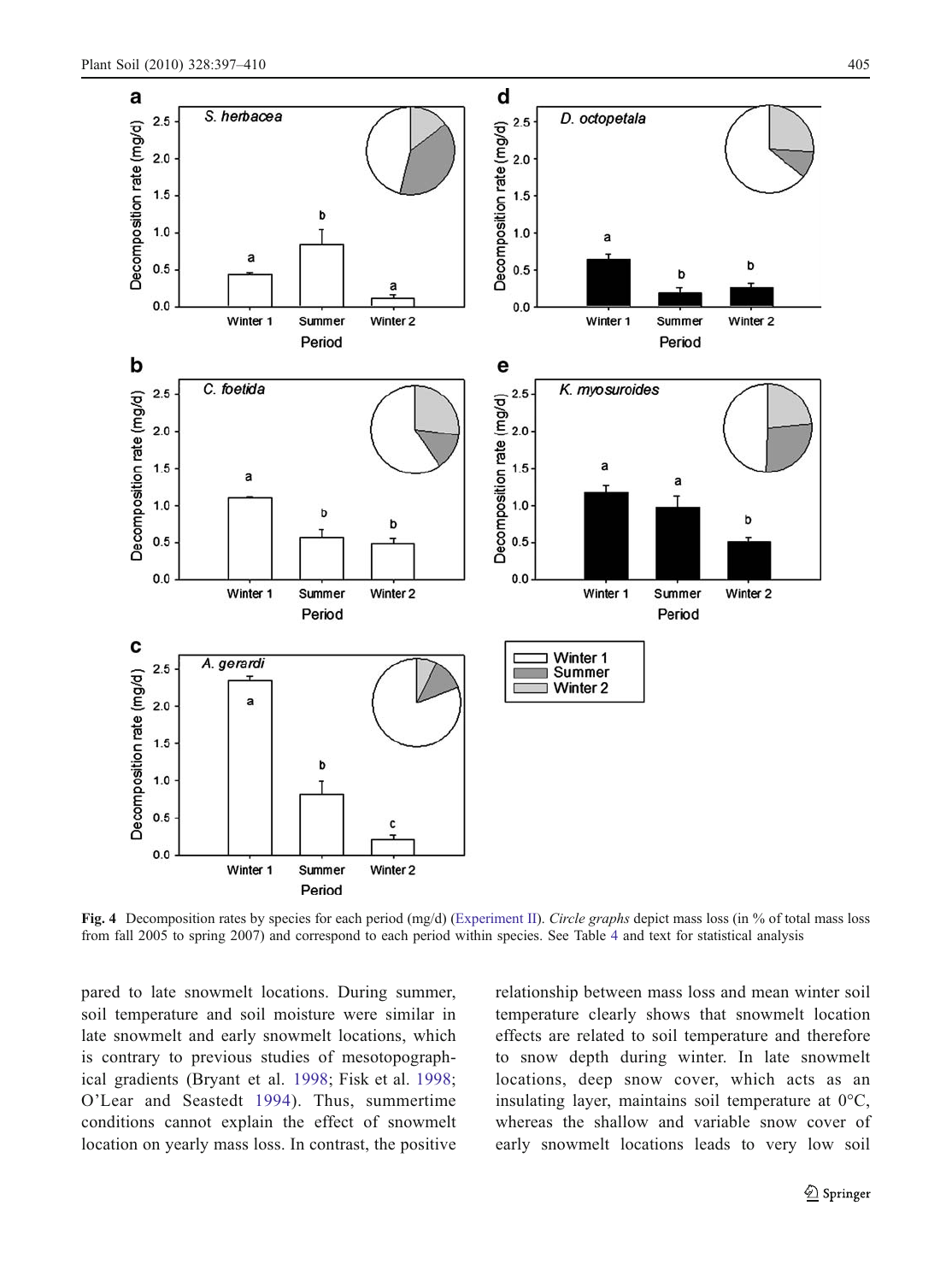**Fig. 4** Decomposition rates by species for each period (mg/d) (Experiment II). *Circle graphs* depict mass loss (in % of total mass loss from fall 2005 to spring 2007) and correspond to each period within species. See Table 4 and text for statistical analysis

pared to late snowmelt locations. During summer, soil temperature and soil moisture were similar in late snowmelt and early snowmelt locations, which is contrary to previous studies of mesotopographical gradients (Bryant et al. 1998; Fisk et al. 1998; O'Lear and Seastedt 1994). Thus, summertime conditions cannot explain the effect of snowmelt location on yearly mass loss. In contrast, the positive relationship between mass loss and mean winter soil temperature clearly shows that snowmelt location effects are related to soil temperature and therefore to snow depth during winter. In late snowmelt locations, deep snow cover, which acts as an insulating layer, maintains soil temperature at 0°C, whereas the shallow and variable snow cover of early snowmelt locations leads to very low soil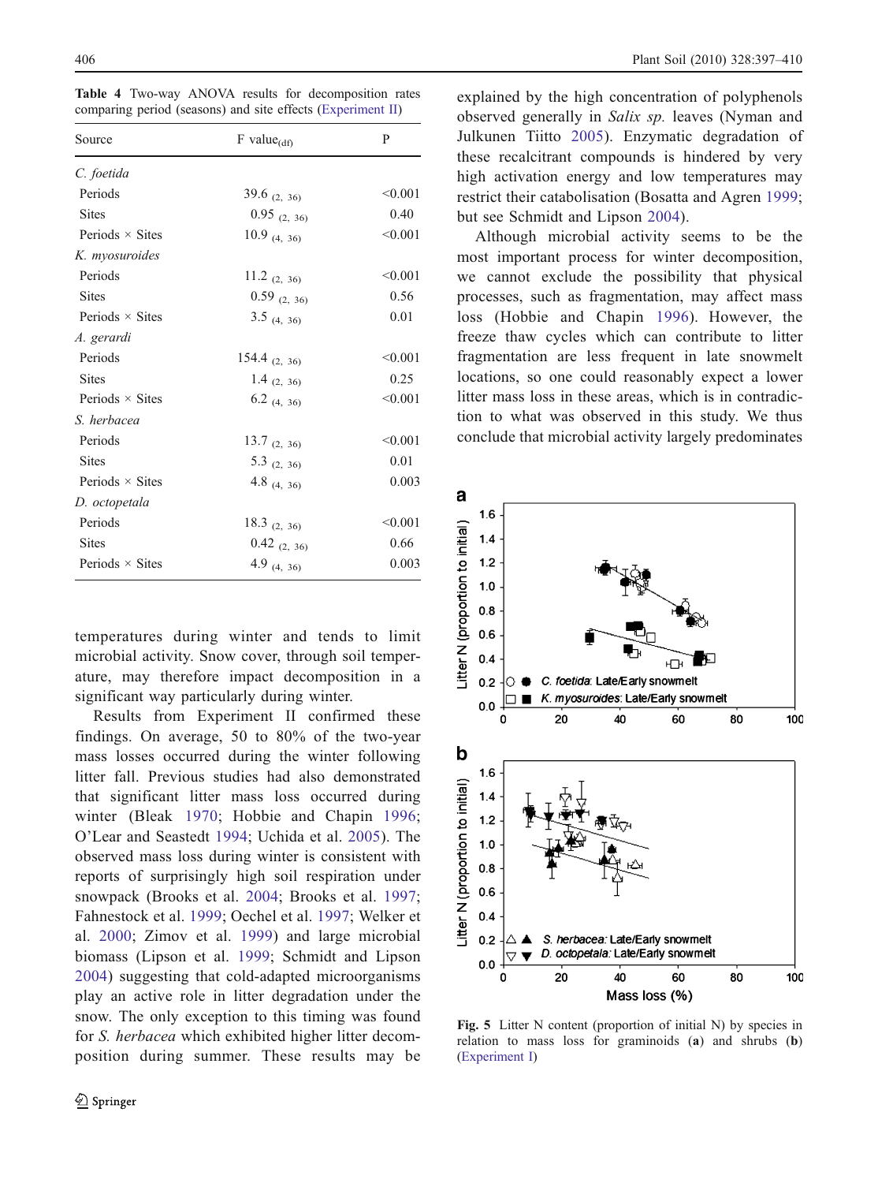**Table 4** Two-way ANOVA results for decomposition rates comparing period (seasons) and site effects (Experiment II)

| Source | F value$_{(df)}$ | P |
|---|---|---|
| *C. foetida* | | |
| Periods | 39.6 $_{(2, 36)}$ | <0.001 |
| Sites | 0.95 $_{(2, 36)}$ | 0.40 |
| Periods × Sites | 10.9 $_{(4, 36)}$ | <0.001 |
| *K. myosuroides* | | |
| Periods | 11.2 $_{(2, 36)}$ | <0.001 |
| Sites | 0.59 $_{(2, 36)}$ | 0.56 |
| Periods × Sites | 3.5 $_{(4, 36)}$ | 0.01 |
| *A. gerardi* | | |
| Periods | 154.4 $_{(2, 36)}$ | <0.001 |
| Sites | 1.4 $_{(2, 36)}$ | 0.25 |
| Periods × Sites | 6.2 $_{(4, 36)}$ | <0.001 |
| *S. herbacea* | | |
| Periods | 13.7 $_{(2, 36)}$ | <0.001 |
| Sites | 5.3 $_{(2, 36)}$ | 0.01 |
| Periods × Sites | 4.8 $_{(4, 36)}$ | 0.003 |
| *D. octopetala* | | |
| Periods | 18.3 $_{(2, 36)}$ | <0.001 |
| Sites | 0.42 $_{(2, 36)}$ | 0.66 |
| Periods × Sites | 4.9 $_{(4, 36)}$ | 0.003 |

temperatures during winter and tends to limit microbial activity. Snow cover, through soil temperature, may therefore impact decomposition in a significant way particularly during winter.

Results from Experiment II confirmed these findings. On average, 50 to 80% of the two-year mass losses occurred during the winter following litter fall. Previous studies had also demonstrated that significant litter mass loss occurred during winter (Bleak 1970; Hobbie and Chapin 1996; O'Lear and Seastedt 1994; Uchida et al. 2005). The observed mass loss during winter is consistent with reports of surprisingly high soil respiration under snowpack (Brooks et al. 2004; Brooks et al. 1997; Fahnestock et al. 1999; Oechel et al. 1997; Welker et al. 2000; Zimov et al. 1999) and large microbial biomass (Lipson et al. 1999; Schmidt and Lipson 2004) suggesting that cold-adapted microorganisms play an active role in litter degradation under the snow. The only exception to this timing was found for *S. herbacea* which exhibited higher litter decomposition during summer. These results may be explained by the high concentration of polyphenols observed generally in *Salix sp.* leaves (Nyman and Julkunen Tiitto 2005). Enzymatic degradation of these recalcitrant compounds is hindered by very high activation energy and low temperatures may restrict their catabolisation (Bosatta and Agren 1999; but see Schmidt and Lipson 2004).

Although microbial activity seems to be the most important process for winter decomposition, we cannot exclude the possibility that physical processes, such as fragmentation, may affect mass loss (Hobbie and Chapin 1996). However, the freeze thaw cycles which can contribute to litter fragmentation are less frequent in late snowmelt locations, so one could reasonably expect a lower litter mass loss in these areas, which is in contradiction to what was observed in this study. We thus conclude that microbial activity largely predominates

**Fig. 5** Litter N content (proportion of initial N) by species in relation to mass loss for graminoids (**a**) and shrubs (**b**) (Experiment I)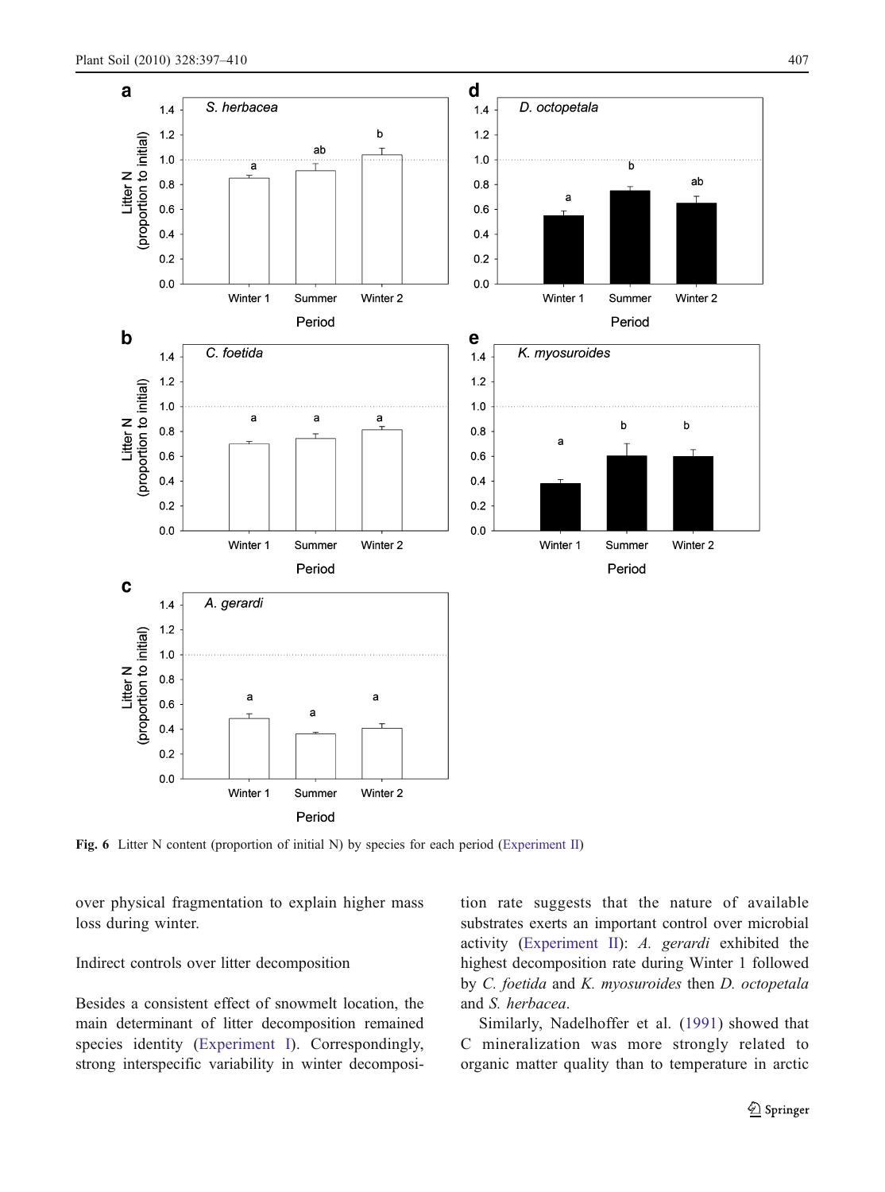Fig. 6 Litter N content (proportion of initial N) by species for each period (Experiment II)

over physical fragmentation to explain higher mass loss during winter.

Indirect controls over litter decomposition

Besides a consistent effect of snowmelt location, the main determinant of litter decomposition remained species identity (Experiment I). Correspondingly, strong interspecific variability in winter decomposition rate suggests that the nature of available substrates exerts an important control over microbial activity (Experiment II): *A. gerardi* exhibited the highest decomposition rate during Winter 1 followed by *C. foetida* and *K. myosuroides* then *D. octopetala* and *S. herbacea*.

Similarly, Nadelhoffer et al. (1991) showed that C mineralization was more strongly related to organic matter quality than to temperature in arctic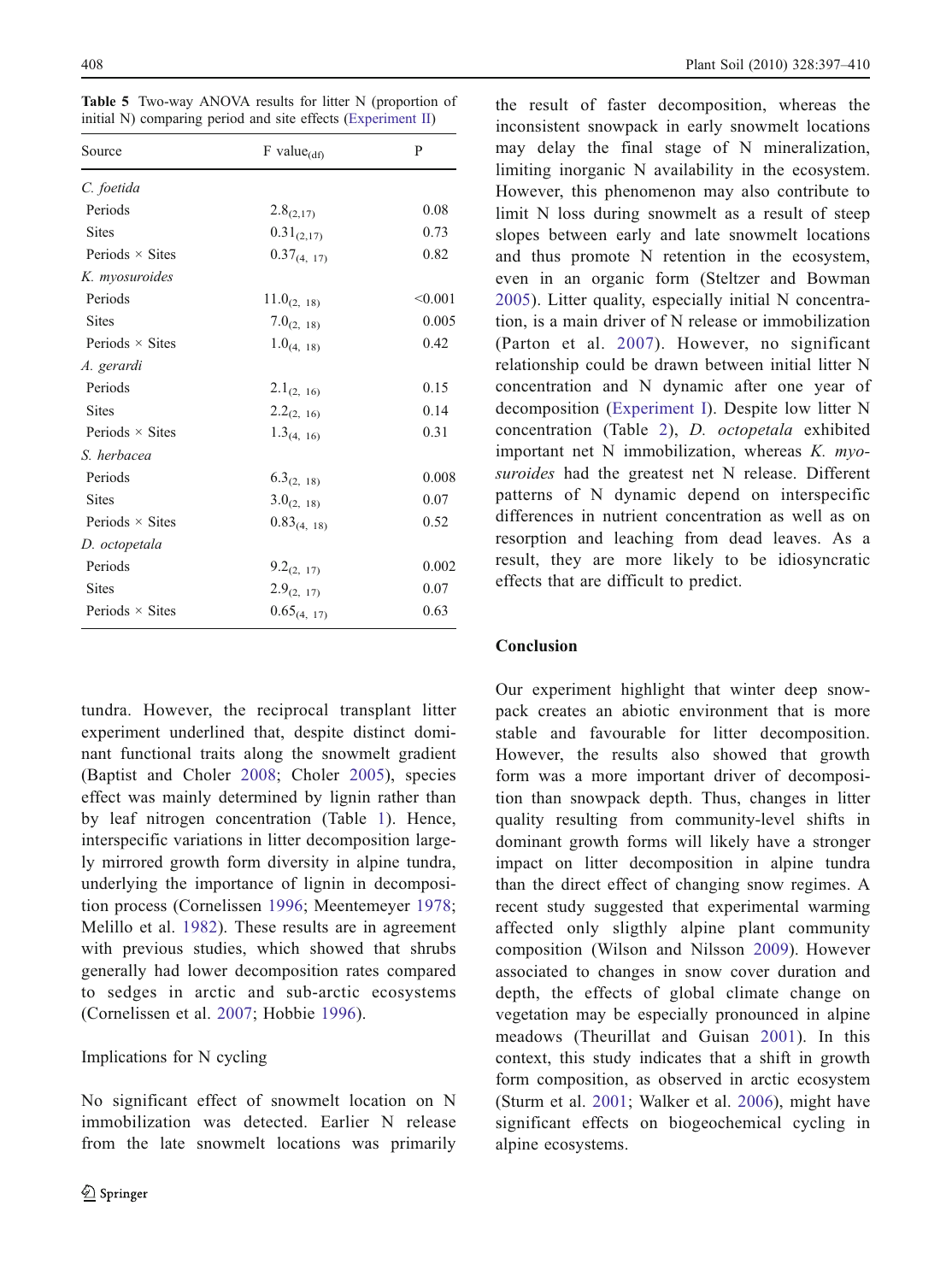Table 5 Two-way ANOVA results for litter N (proportion of initial N) comparing period and site effects (Experiment II)

| Source | F value$_{(df)}$ | P |
|---|---|---|
| *C. foetida* | | |
| Periods | $2.8_{(2,17)}$ | 0.08 |
| Sites | $0.31_{(2,17)}$ | 0.73 |
| Periods × Sites | $0.37_{(4, 17)}$ | 0.82 |
| *K. myosuroides* | | |
| Periods | $11.0_{(2, 18)}$ | <0.001 |
| Sites | $7.0_{(2, 18)}$ | 0.005 |
| Periods × Sites | $1.0_{(4, 18)}$ | 0.42 |
| *A. gerardi* | | |
| Periods | $2.1_{(2, 16)}$ | 0.15 |
| Sites | $2.2_{(2, 16)}$ | 0.14 |
| Periods × Sites | $1.3_{(4, 16)}$ | 0.31 |
| *S. herbacea* | | |
| Periods | $6.3_{(2, 18)}$ | 0.008 |
| Sites | $3.0_{(2, 18)}$ | 0.07 |
| Periods × Sites | $0.83_{(4, 18)}$ | 0.52 |
| *D. octopetala* | | |
| Periods | $9.2_{(2, 17)}$ | 0.002 |
| Sites | $2.9_{(2, 17)}$ | 0.07 |
| Periods × Sites | $0.65_{(4, 17)}$ | 0.63 |

tundra. However, the reciprocal transplant litter experiment underlined that, despite distinct dominant functional traits along the snowmelt gradient (Baptist and Choler 2008; Choler 2005), species effect was mainly determined by lignin rather than by leaf nitrogen concentration (Table 1). Hence, interspecific variations in litter decomposition largely mirrored growth form diversity in alpine tundra, underlying the importance of lignin in decomposition process (Cornelissen 1996; Meentemeyer 1978; Melillo et al. 1982). These results are in agreement with previous studies, which showed that shrubs generally had lower decomposition rates compared to sedges in arctic and sub-arctic ecosystems (Cornelissen et al. 2007; Hobbie 1996).

## Implications for N cycling

No significant effect of snowmelt location on N immobilization was detected. Earlier N release from the late snowmelt locations was primarily the result of faster decomposition, whereas the inconsistent snowpack in early snowmelt locations may delay the final stage of N mineralization, limiting inorganic N availability in the ecosystem. However, this phenomenon may also contribute to limit N loss during snowmelt as a result of steep slopes between early and late snowmelt locations and thus promote N retention in the ecosystem, even in an organic form (Steltzer and Bowman 2005). Litter quality, especially initial N concentration, is a main driver of N release or immobilization (Parton et al. 2007). However, no significant relationship could be drawn between initial litter N concentration and N dynamic after one year of decomposition (Experiment I). Despite low litter N concentration (Table 2), *D. octopetala* exhibited important net N immobilization, whereas *K. myosuroides* had the greatest net N release. Different patterns of N dynamic depend on interspecific differences in nutrient concentration as well as on resorption and leaching from dead leaves. As a result, they are more likely to be idiosyncratic effects that are difficult to predict.

## Conclusion

Our experiment highlight that winter deep snowpack creates an abiotic environment that is more stable and favourable for litter decomposition. However, the results also showed that growth form was a more important driver of decomposition than snowpack depth. Thus, changes in litter quality resulting from community-level shifts in dominant growth forms will likely have a stronger impact on litter decomposition in alpine tundra than the direct effect of changing snow regimes. A recent study suggested that experimental warming affected only sligthly alpine plant community composition (Wilson and Nilsson 2009). However associated to changes in snow cover duration and depth, the effects of global climate change on vegetation may be especially pronounced in alpine meadows (Theurillat and Guisan 2001). In this context, this study indicates that a shift in growth form composition, as observed in arctic ecosystem (Sturm et al. 2001; Walker et al. 2006), might have significant effects on biogeochemical cycling in alpine ecosystems.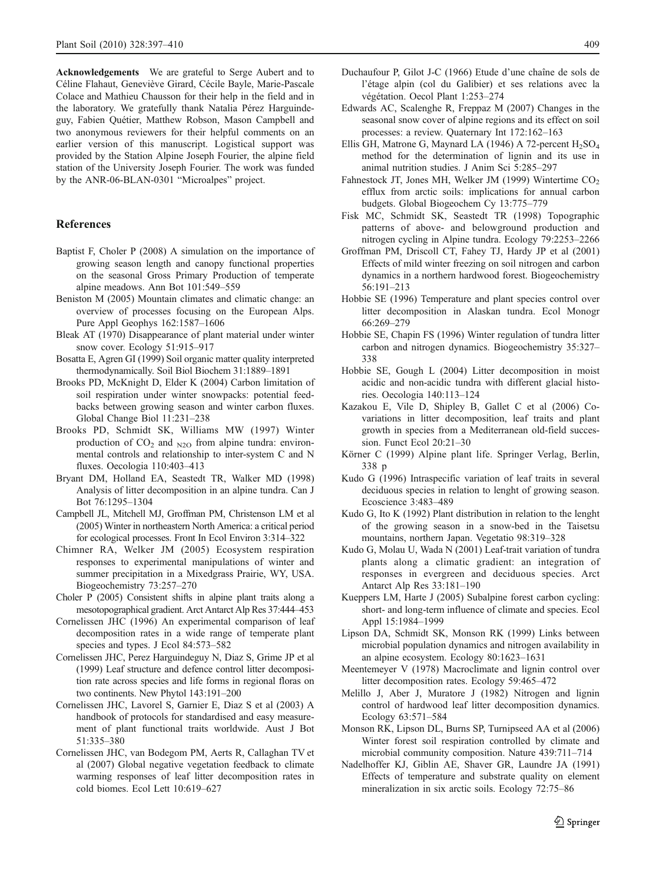**Acknowledgements** We are grateful to Serge Aubert and to Céline Flahaut, Geneviève Girard, Cécile Bayle, Marie-Pascale Colace and Mathieu Chausson for their help in the field and in the laboratory. We gratefully thank Natalia Pérez Harguindeguy, Fabien Quétier, Matthew Robson, Mason Campbell and two anonymous reviewers for their helpful comments on an earlier version of this manuscript. Logistical support was provided by the Station Alpine Joseph Fourier, the alpine field station of the University Joseph Fourier. The work was funded by the ANR-06-BLAN-0301 "Microalpes" project.

## References

Baptist F, Choler P (2008) A simulation on the importance of growing season length and canopy functional properties on the seasonal Gross Primary Production of temperate alpine meadows. Ann Bot 101:549–559

Beniston M (2005) Mountain climates and climatic change: an overview of processes focusing on the European Alps. Pure Appl Geophys 162:1587–1606

Bleak AT (1970) Disappearance of plant material under winter snow cover. Ecology 51:915–917

Bosatta E, Agren GI (1999) Soil organic matter quality interpreted thermodynamically. Soil Biol Biochem 31:1889–1891

Brooks PD, McKnight D, Elder K (2004) Carbon limitation of soil respiration under winter snowpacks: potential feedbacks between growing season and winter carbon fluxes. Global Change Biol 11:231–238

Brooks PD, Schmidt SK, Williams MW (1997) Winter production of $CO_2$ and $_{N2O}$ from alpine tundra: environmental controls and relationship to inter-system C and N fluxes. Oecologia 110:403–413

Bryant DM, Holland EA, Seastedt TR, Walker MD (1998) Analysis of litter decomposition in an alpine tundra. Can J Bot 76:1295–1304

Campbell JL, Mitchell MJ, Groffman PM, Christenson LM et al (2005) Winter in northeastern North America: a critical period for ecological processes. Front In Ecol Environ 3:314–322

Chimner RA, Welker JM (2005) Ecosystem respiration responses to experimental manipulations of winter and summer precipitation in a Mixedgrass Prairie, WY, USA. Biogeochemistry 73:257–270

Choler P (2005) Consistent shifts in alpine plant traits along a mesotopographical gradient. Arct Antarct Alp Res 37:444–453

Cornelissen JHC (1996) An experimental comparison of leaf decomposition rates in a wide range of temperate plant species and types. J Ecol 84:573–582

Cornelissen JHC, Perez Harguindeguy N, Diaz S, Grime JP et al (1999) Leaf structure and defence control litter decomposition rate across species and life forms in regional floras on two continents. New Phytol 143:191–200

Cornelissen JHC, Lavorel S, Garnier E, Diaz S et al (2003) A handbook of protocols for standardised and easy measurement of plant functional traits worldwide. Aust J Bot 51:335–380

Cornelissen JHC, van Bodegom PM, Aerts R, Callaghan TV et al (2007) Global negative vegetation feedback to climate warming responses of leaf litter decomposition rates in cold biomes. Ecol Lett 10:619–627

Duchaufour P, Gilot J-C (1966) Etude d'une chaîne de sols de l'étage alpin (col du Galibier) et ses relations avec la végétation. Oecol Plant 1:253–274

Edwards AC, Scalenghe R, Freppaz M (2007) Changes in the seasonal snow cover of alpine regions and its effect on soil processes: a review. Quaternary Int 172:162–163

Ellis GH, Matrone G, Maynard LA (1946) A 72-percent $H_2SO_4$ method for the determination of lignin and its use in animal nutrition studies. J Anim Sci 5:285–297

Fahnestock JT, Jones MH, Welker JM (1999) Wintertime $CO_2$ efflux from arctic soils: implications for annual carbon budgets. Global Biogeochem Cy 13:775–779

Fisk MC, Schmidt SK, Seastedt TR (1998) Topographic patterns of above- and belowground production and nitrogen cycling in Alpine tundra. Ecology 79:2253–2266

Groffman PM, Driscoll CT, Fahey TJ, Hardy JP et al (2001) Effects of mild winter freezing on soil nitrogen and carbon dynamics in a northern hardwood forest. Biogeochemistry 56:191–213

Hobbie SE (1996) Temperature and plant species control over litter decomposition in Alaskan tundra. Ecol Monogr 66:269–279

Hobbie SE, Chapin FS (1996) Winter regulation of tundra litter carbon and nitrogen dynamics. Biogeochemistry 35:327–338

Hobbie SE, Gough L (2004) Litter decomposition in moist acidic and non-acidic tundra with different glacial histories. Oecologia 140:113–124

Kazakou E, Vile D, Shipley B, Gallet C et al (2006) Co-variations in litter decomposition, leaf traits and plant growth in species from a Mediterranean old-field succession. Funct Ecol 20:21–30

Körner C (1999) Alpine plant life. Springer Verlag, Berlin, 338 p

Kudo G (1996) Intraspecific variation of leaf traits in several deciduous species in relation to lenght of growing season. Ecoscience 3:483–489

Kudo G, Ito K (1992) Plant distribution in relation to the lenght of the growing season in a snow-bed in the Taisetsu mountains, northern Japan. Vegetatio 98:319–328

Kudo G, Molau U, Wada N (2001) Leaf-trait variation of tundra plants along a climatic gradient: an integration of responses in evergreen and deciduous species. Arct Antarct Alp Res 33:181–190

Kueppers LM, Harte J (2005) Subalpine forest carbon cycling: short- and long-term influence of climate and species. Ecol Appl 15:1984–1999

Lipson DA, Schmidt SK, Monson RK (1999) Links between microbial population dynamics and nitrogen availability in an alpine ecosystem. Ecology 80:1623–1631

Meentemeyer V (1978) Macroclimate and lignin control over litter decomposition rates. Ecology 59:465–472

Melillo J, Aber J, Muratore J (1982) Nitrogen and lignin control of hardwood leaf litter decomposition dynamics. Ecology 63:571–584

Monson RK, Lipson DL, Burns SP, Turnipseed AA et al (2006) Winter forest soil respiration controlled by climate and microbial community composition. Nature 439:711–714

Nadelhoffer KJ, Giblin AE, Shaver GR, Laundre JA (1991) Effects of temperature and substrate quality on element mineralization in six arctic soils. Ecology 72:75–86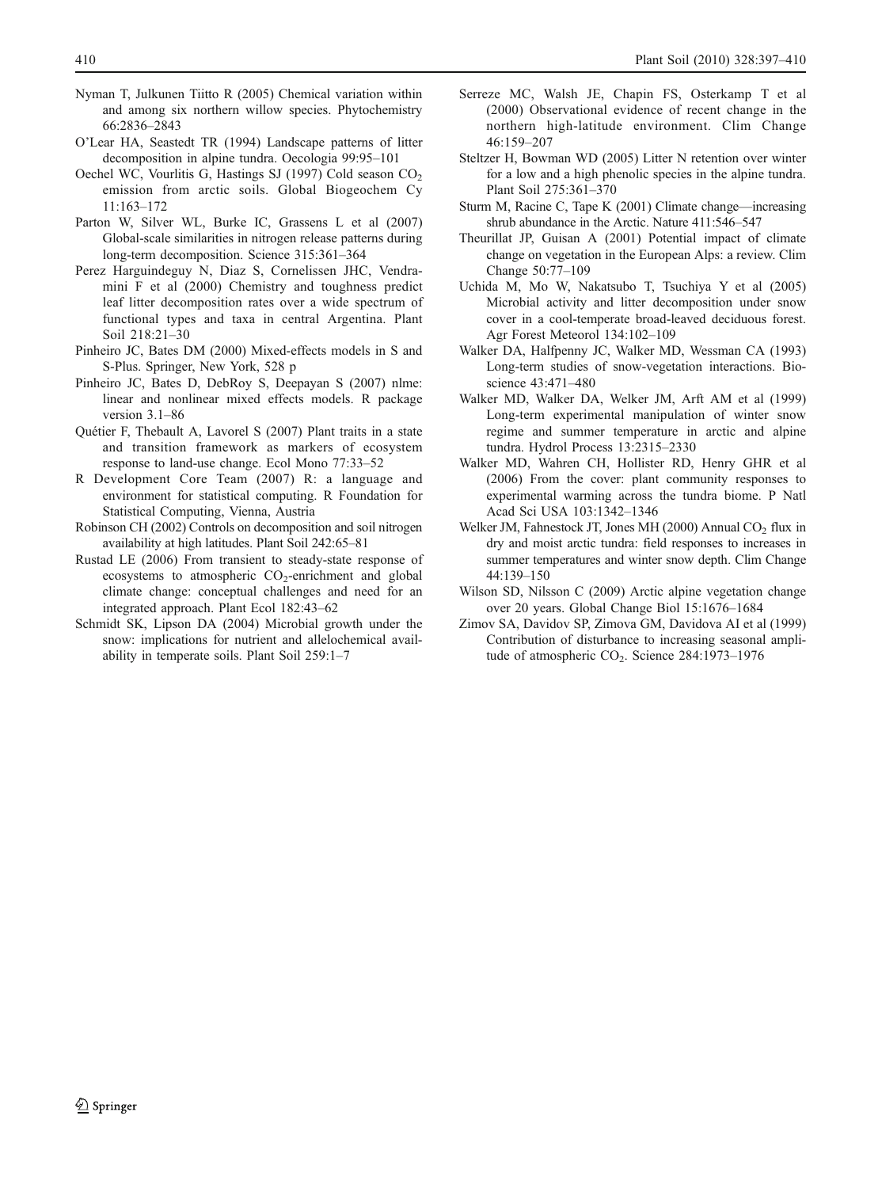Nyman T, Julkunen Tiitto R (2005) Chemical variation within and among six northern willow species. Phytochemistry 66:2836–2843

O'Lear HA, Seastedt TR (1994) Landscape patterns of litter decomposition in alpine tundra. Oecologia 99:95–101

Oechel WC, Vourlitis G, Hastings SJ (1997) Cold season $CO_2$ emission from arctic soils. Global Biogeochem Cy 11:163–172

Parton W, Silver WL, Burke IC, Grassens L et al (2007) Global-scale similarities in nitrogen release patterns during long-term decomposition. Science 315:361–364

Perez Harguindeguy N, Diaz S, Cornelissen JHC, Vendramini F et al (2000) Chemistry and toughness predict leaf litter decomposition rates over a wide spectrum of functional types and taxa in central Argentina. Plant Soil 218:21–30

Pinheiro JC, Bates DM (2000) Mixed-effects models in S and S-Plus. Springer, New York, 528 p

Pinheiro JC, Bates D, DebRoy S, Deepayan S (2007) nlme: linear and nonlinear mixed effects models. R package version 3.1–86

Quétier F, Thebault A, Lavorel S (2007) Plant traits in a state and transition framework as markers of ecosystem response to land-use change. Ecol Mono 77:33–52

R Development Core Team (2007) R: a language and environment for statistical computing. R Foundation for Statistical Computing, Vienna, Austria

Robinson CH (2002) Controls on decomposition and soil nitrogen availability at high latitudes. Plant Soil 242:65–81

Rustad LE (2006) From transient to steady-state response of ecosystems to atmospheric $CO_2$-enrichment and global climate change: conceptual challenges and need for an integrated approach. Plant Ecol 182:43–62

Schmidt SK, Lipson DA (2004) Microbial growth under the snow: implications for nutrient and allelochemical availability in temperate soils. Plant Soil 259:1–7

Serreze MC, Walsh JE, Chapin FS, Osterkamp T et al (2000) Observational evidence of recent change in the northern high-latitude environment. Clim Change 46:159–207

Steltzer H, Bowman WD (2005) Litter N retention over winter for a low and a high phenolic species in the alpine tundra. Plant Soil 275:361–370

Sturm M, Racine C, Tape K (2001) Climate change—increasing shrub abundance in the Arctic. Nature 411:546–547

Theurillat JP, Guisan A (2001) Potential impact of climate change on vegetation in the European Alps: a review. Clim Change 50:77–109

Uchida M, Mo W, Nakatsubo T, Tsuchiya Y et al (2005) Microbial activity and litter decomposition under snow cover in a cool-temperate broad-leaved deciduous forest. Agr Forest Meteorol 134:102–109

Walker DA, Halfpenny JC, Walker MD, Wessman CA (1993) Long-term studies of snow-vegetation interactions. Bioscience 43:471–480

Walker MD, Walker DA, Welker JM, Arft AM et al (1999) Long-term experimental manipulation of winter snow regime and summer temperature in arctic and alpine tundra. Hydrol Process 13:2315–2330

Walker MD, Wahren CH, Hollister RD, Henry GHR et al (2006) From the cover: plant community responses to experimental warming across the tundra biome. P Natl Acad Sci USA 103:1342–1346

Welker JM, Fahnestock JT, Jones MH (2000) Annual $CO_2$ flux in dry and moist arctic tundra: field responses to increases in summer temperatures and winter snow depth. Clim Change 44:139–150

Wilson SD, Nilsson C (2009) Arctic alpine vegetation change over 20 years. Global Change Biol 15:1676–1684

Zimov SA, Davidov SP, Zimova GM, Davidova AI et al (1999) Contribution of disturbance to increasing seasonal amplitude of atmospheric $CO_2$. Science 284:1973–1976